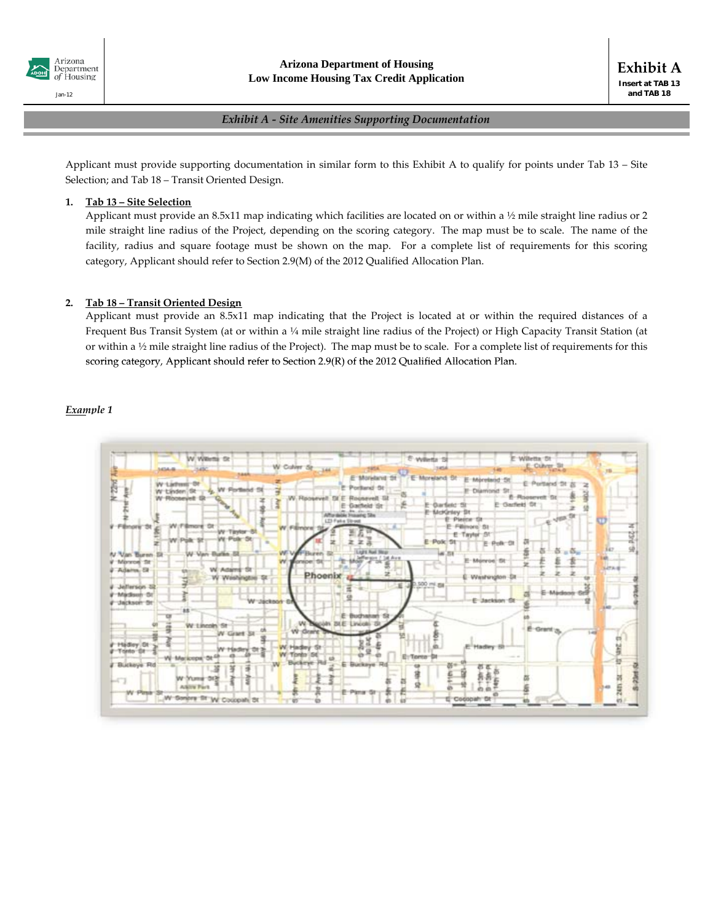# Exhibit A

**Arizona Department of Housing**
**Low Income Housing Tax Credit Application**

**Insert at TAB 13 and TAB 18**

*Exhibit A - Site Amenities Supporting Documentation*

Applicant must provide supporting documentation in similar form to this Exhibit A to qualify for points under Tab 13 – Site Selection; and Tab 18 – Transit Oriented Design.

1. **Tab 13 – Site Selection**
   Applicant must provide an 8.5x11 map indicating which facilities are located on or within a ½ mile straight line radius or 2 mile straight line radius of the Project, depending on the scoring category. The map must be to scale. The name of the facility, radius and square footage must be shown on the map. For a complete list of requirements for this scoring category, Applicant should refer to Section 2.9(M) of the 2012 Qualified Allocation Plan.

2. **Tab 18 – Transit Oriented Design**
   Applicant must provide an 8.5x11 map indicating that the Project is located at or within the required distances of a Frequent Bus Transit System (at or within a ¼ mile straight line radius of the Project) or High Capacity Transit Station (at or within a ½ mile straight line radius of the Project). The map must be to scale. For a complete list of requirements for this scoring category, Applicant should refer to Section 2.9(R) of the 2012 Qualified Allocation Plan.

***Example 1***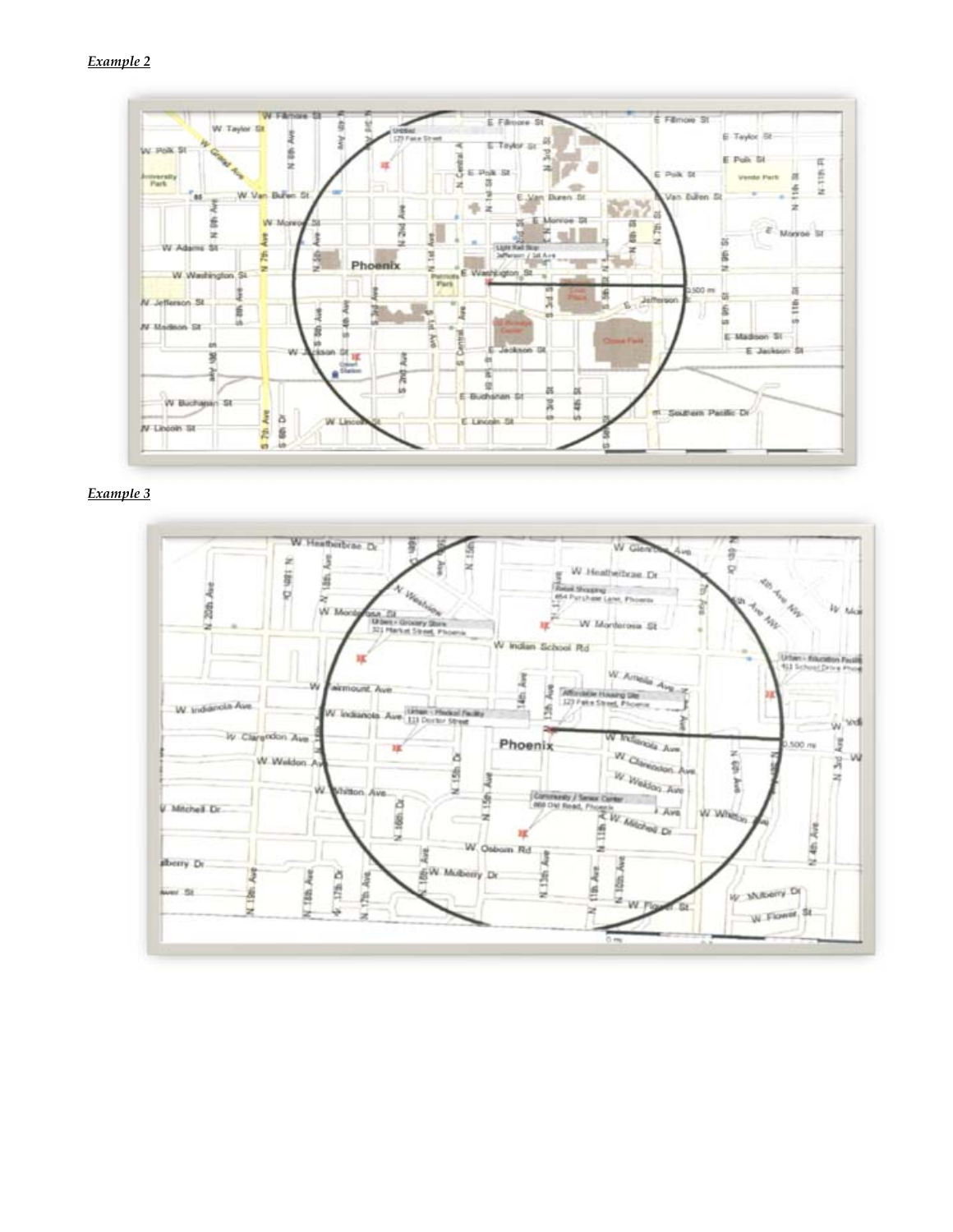***Example 2***

***Example 3***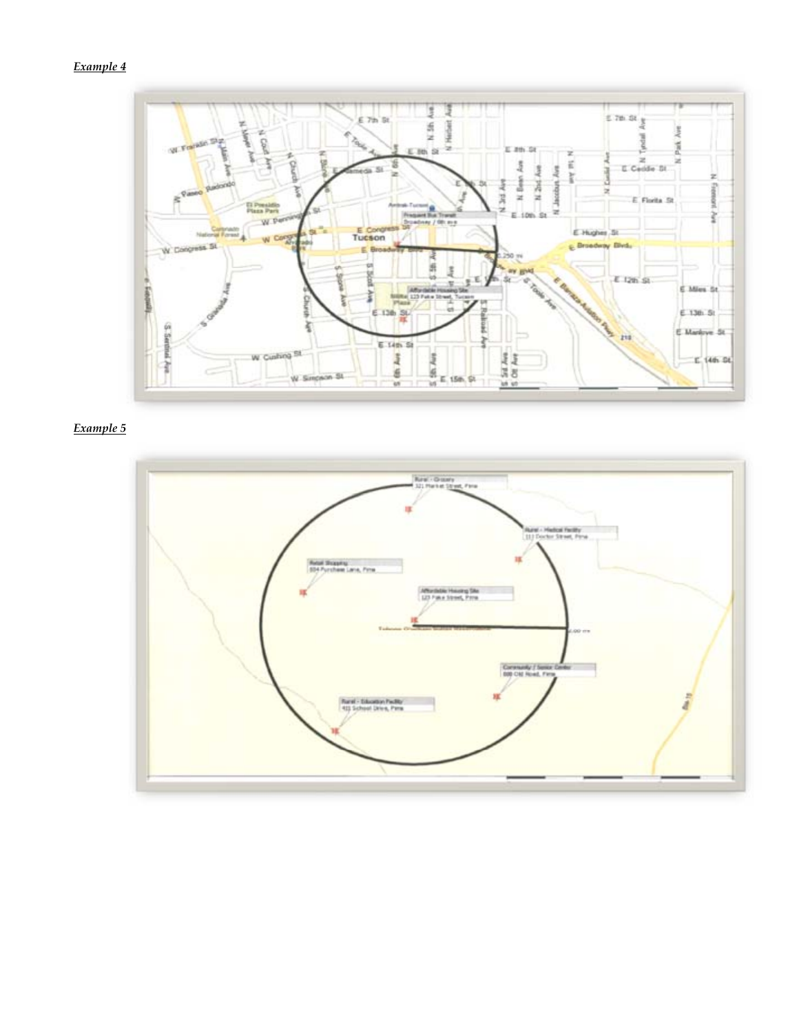***Example 4***

***Example 5***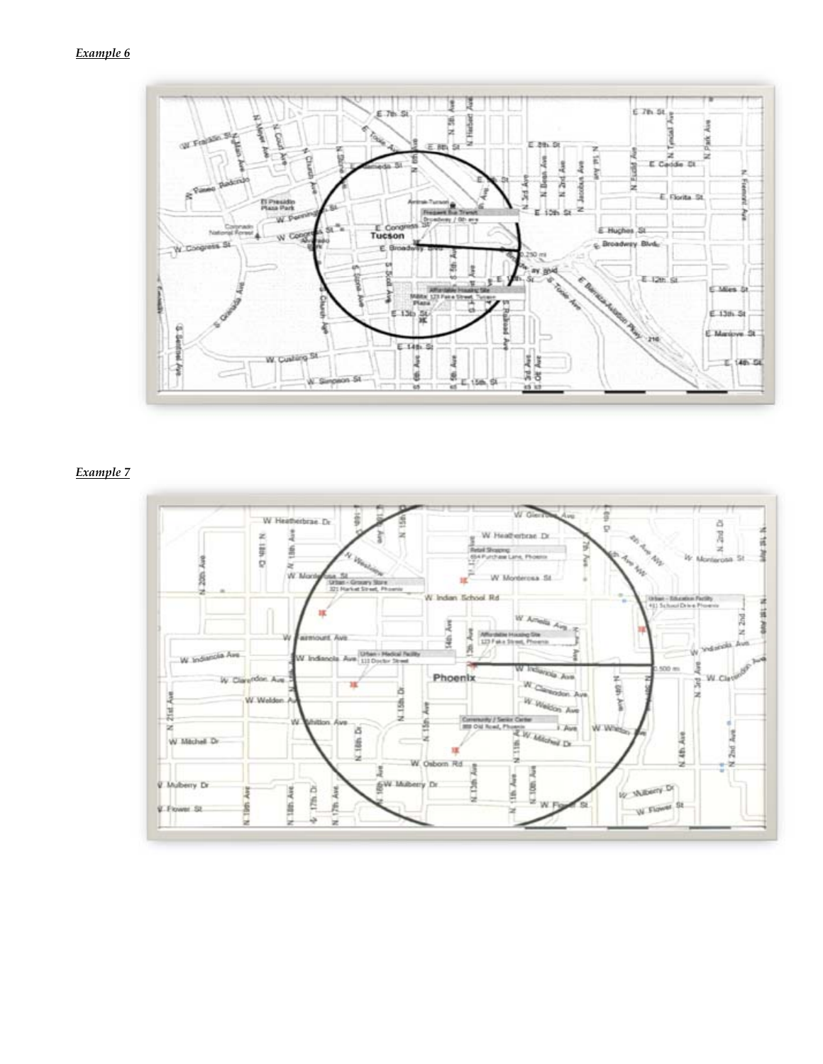***Example 6***

***Example 7***